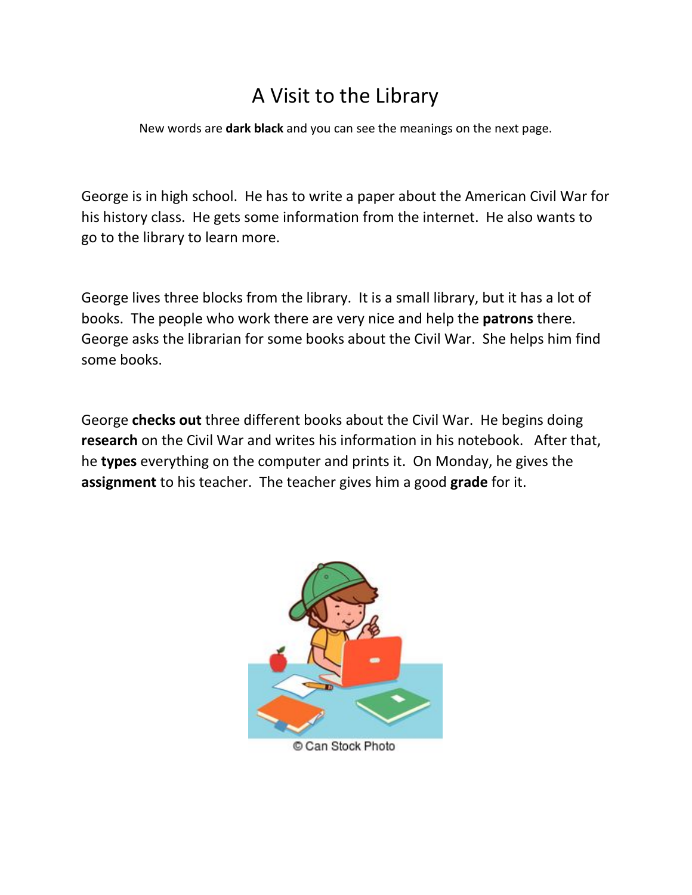# A Visit to the Library

New words are **dark black** and you can see the meanings on the next page.

George is in high school. He has to write a paper about the American Civil War for his history class. He gets some information from the internet. He also wants to go to the library to learn more.

George lives three blocks from the library. It is a small library, but it has a lot of books. The people who work there are very nice and help the **patrons** there. George asks the librarian for some books about the Civil War. She helps him find some books.

George **checks out** three different books about the Civil War. He begins doing **research** on the Civil War and writes his information in his notebook. After that, he **types** everything on the computer and prints it. On Monday, he gives the **assignment** to his teacher. The teacher gives him a good **grade** for it.

© Can Stock Photo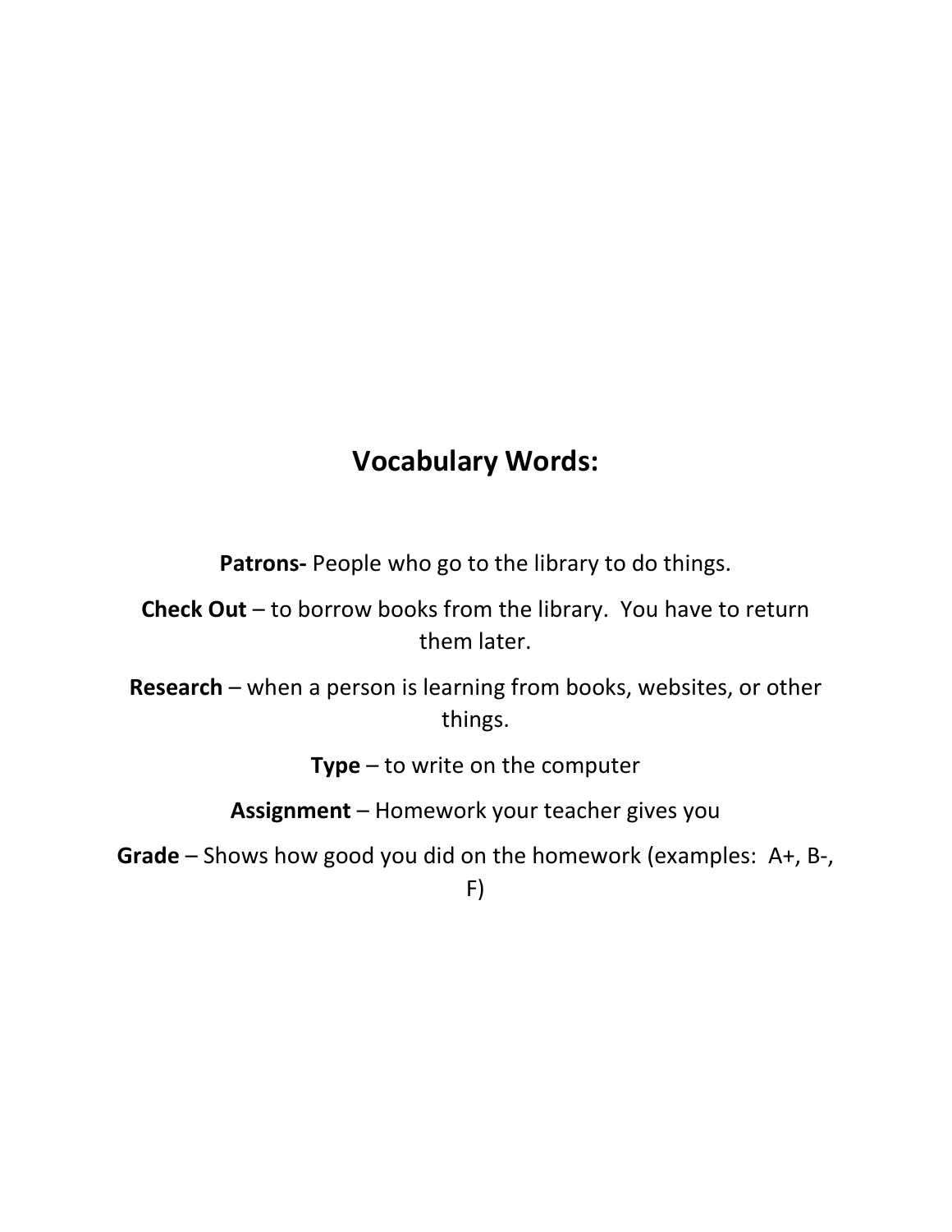## Vocabulary Words:

**Patrons-** People who go to the library to do things.

**Check Out** – to borrow books from the library. You have to return them later.

**Research** – when a person is learning from books, websites, or other things.

**Type** – to write on the computer

**Assignment** – Homework your teacher gives you

**Grade** – Shows how good you did on the homework (examples: A+, B-, F)